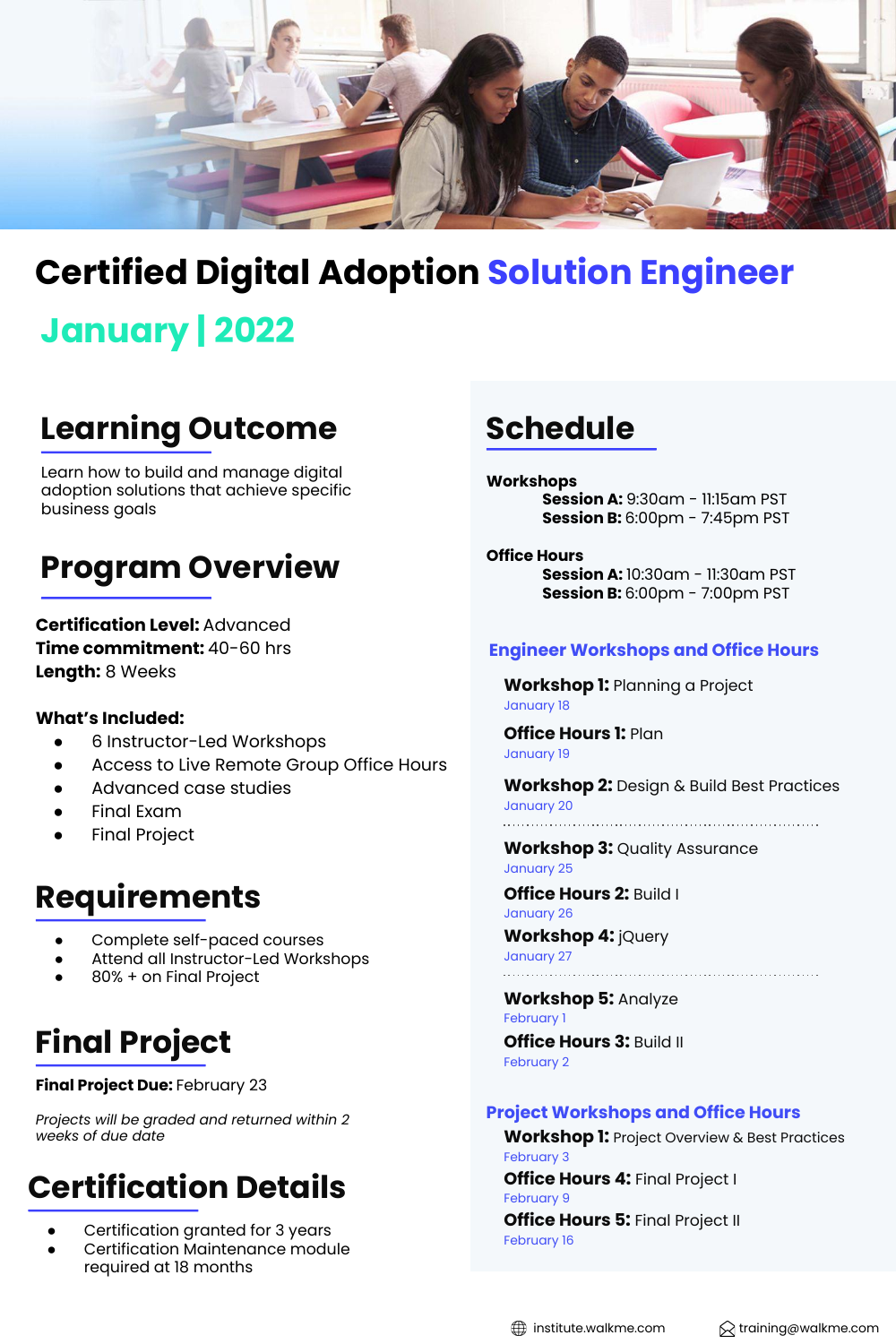# Certified Digital Adoption Solution Engineer

## January | 2022

## Learning Outcome

Learn how to build and manage digital adoption solutions that achieve specific business goals

## Program Overview

**Certification Level:** Advanced
**Time commitment:** 40-60 hrs
**Length:** 8 Weeks

**What's Included:**

- 6 Instructor-Led Workshops
- Access to Live Remote Group Office Hours
- Advanced case studies
- Final Exam
- Final Project

## Requirements

- Complete self-paced courses
- Attend all Instructor-Led Workshops
- 80% + on Final Project

## Final Project

**Final Project Due:** February 23

*Projects will be graded and returned within 2 weeks of due date*

## Certification Details

- Certification granted for 3 years
- Certification Maintenance module required at 18 months

## Schedule

**Workshops**
**Session A:** 9:30am - 11:15am PST
**Session B:** 6:00pm - 7:45pm PST

**Office Hours**
**Session A:** 10:30am - 11:30am PST
**Session B:** 6:00pm - 7:00pm PST

### Engineer Workshops and Office Hours

**Workshop 1:** Planning a Project
January 18

**Office Hours 1:** Plan
January 19

**Workshop 2:** Design & Build Best Practices
January 20

---

**Workshop 3:** Quality Assurance
January 25

**Office Hours 2:** Build I
January 26

**Workshop 4:** jQuery
January 27

---

**Workshop 5:** Analyze
February 1

**Office Hours 3:** Build II
February 2

### Project Workshops and Office Hours

**Workshop 1:** Project Overview & Best Practices
February 3

**Office Hours 4:** Final Project I
February 9

**Office Hours 5:** Final Project II
February 16

institute.walkme.com training@walkme.com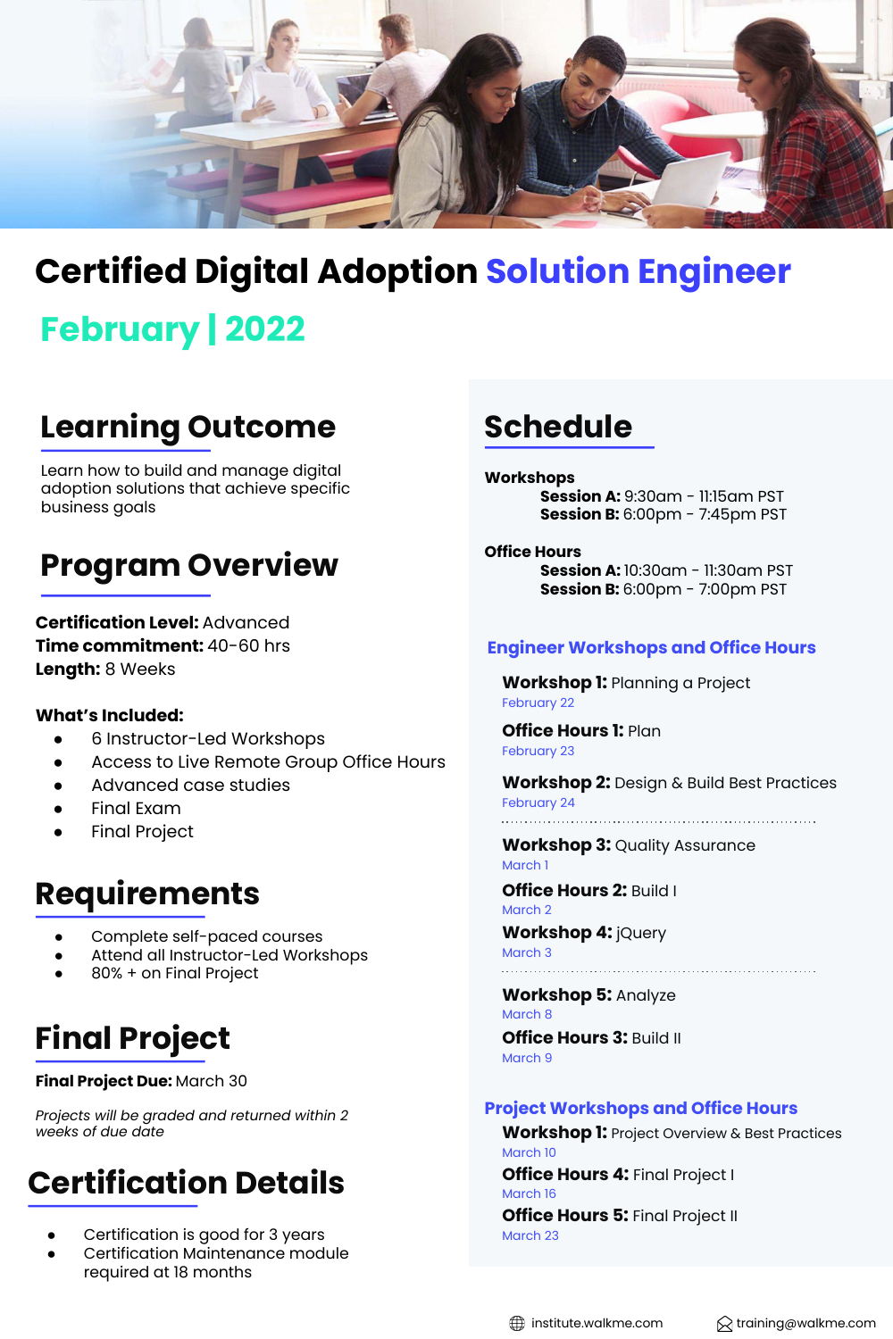# Certified Digital Adoption Solution Engineer

## February | 2022

## Learning Outcome

Learn how to build and manage digital adoption solutions that achieve specific business goals

## Program Overview

**Certification Level:** Advanced
**Time commitment:** 40-60 hrs
**Length:** 8 Weeks

**What's Included:**

- 6 Instructor-Led Workshops
- Access to Live Remote Group Office Hours
- Advanced case studies
- Final Exam
- Final Project

## Requirements

- Complete self-paced courses
- Attend all Instructor-Led Workshops
- 80% + on Final Project

## Final Project

**Final Project Due:** March 30

*Projects will be graded and returned within 2 weeks of due date*

## Certification Details

- Certification is good for 3 years
- Certification Maintenance module required at 18 months

## Schedule

**Workshops**

**Session A:** 9:30am - 11:15am PST
**Session B:** 6:00pm - 7:45pm PST

**Office Hours**

**Session A:** 10:30am - 11:30am PST
**Session B:** 6:00pm - 7:00pm PST

### Engineer Workshops and Office Hours

**Workshop 1:** Planning a Project
February 22

**Office Hours 1:** Plan
February 23

**Workshop 2:** Design & Build Best Practices
February 24

**Workshop 3:** Quality Assurance
March 1

**Office Hours 2:** Build I
March 2

**Workshop 4:** jQuery
March 3

**Workshop 5:** Analyze
March 8

**Office Hours 3:** Build II
March 9

### Project Workshops and Office Hours

**Workshop 1:** Project Overview & Best Practices
March 10

**Office Hours 4:** Final Project I
March 16

**Office Hours 5:** Final Project II
March 23

institute.walkme.com
training@walkme.com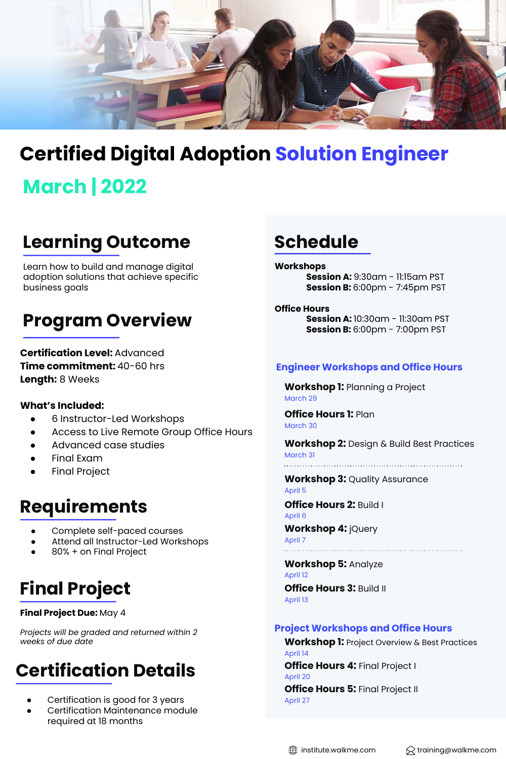# Certified Digital Adoption Solution Engineer

## March | 2022

## Learning Outcome

Learn how to build and manage digital adoption solutions that achieve specific business goals

## Program Overview

**Certification Level:** Advanced
**Time commitment:** 40-60 hrs
**Length:** 8 Weeks

**What's Included:**

- 6 Instructor-Led Workshops
- Access to Live Remote Group Office Hours
- Advanced case studies
- Final Exam
- Final Project

## Requirements

- Complete self-paced courses
- Attend all Instructor-Led Workshops
- 80% + on Final Project

## Final Project

**Final Project Due:** May 4

*Projects will be graded and returned within 2 weeks of due date*

## Certification Details

- Certification is good for 3 years
- Certification Maintenance module required at 18 months

## Schedule

**Workshops**

**Session A:** 9:30am - 11:15am PST
**Session B:** 6:00pm - 7:45pm PST

**Office Hours**

**Session A:** 10:30am - 11:30am PST
**Session B:** 6:00pm - 7:00pm PST

### Engineer Workshops and Office Hours

**Workshop 1:** Planning a Project
March 29

**Office Hours 1:** Plan
March 30

**Workshop 2:** Design & Build Best Practices
March 31

**Workshop 3:** Quality Assurance
April 5

**Office Hours 2:** Build I
April 6

**Workshop 4:** jQuery
April 7

**Workshop 5:** Analyze
April 12

**Office Hours 3:** Build II
April 13

### Project Workshops and Office Hours

**Workshop 1:** Project Overview & Best Practices
April 14

**Office Hours 4:** Final Project I
April 20

**Office Hours 5:** Final Project II
April 27

institute.walkme.com training@walkme.com